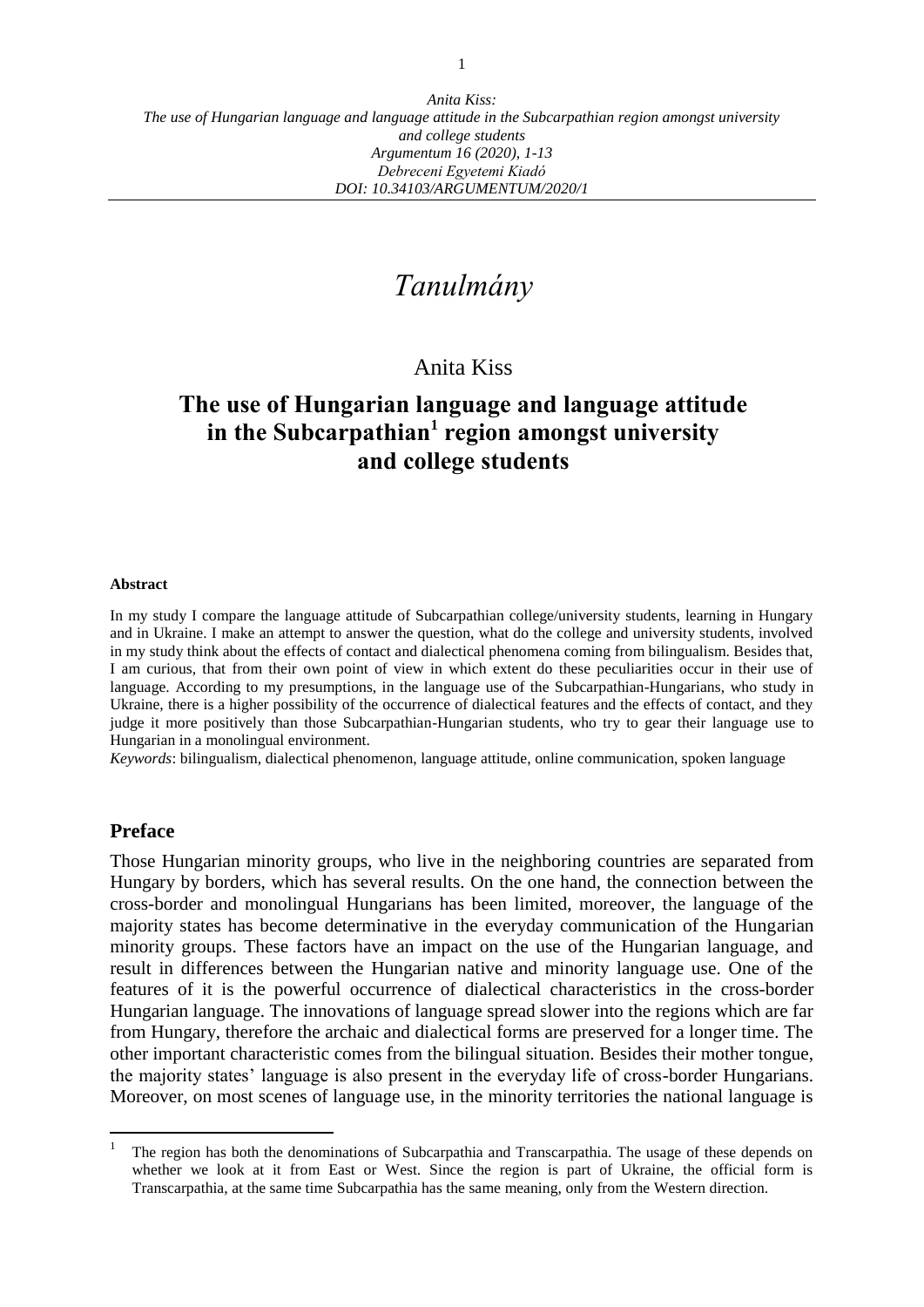# *Tanulmány*

Anita Kiss

## The use of Hungarian language and language attitude in the Subcarpathian[1] region amongst university and college students

**Abstract**

In my study I compare the language attitude of Subcarpathian college/university students, learning in Hungary and in Ukraine. I make an attempt to answer the question, what do the college and university students, involved in my study think about the effects of contact and dialectical phenomena coming from bilingualism. Besides that, I am curious, that from their own point of view in which extent do these peculiarities occur in their use of language. According to my presumptions, in the language use of the Subcarpathian-Hungarians, who study in Ukraine, there is a higher possibility of the occurrence of dialectical features and the effects of contact, and they judge it more positively than those Subcarpathian-Hungarian students, who try to gear their language use to Hungarian in a monolingual environment.

*Keywords*: bilingualism, dialectical phenomenon, language attitude, online communication, spoken language

## Preface

Those Hungarian minority groups, who live in the neighboring countries are separated from Hungary by borders, which has several results. On the one hand, the connection between the cross-border and monolingual Hungarians has been limited, moreover, the language of the majority states has become determinative in the everyday communication of the Hungarian minority groups. These factors have an impact on the use of the Hungarian language, and result in differences between the Hungarian native and minority language use. One of the features of it is the powerful occurrence of dialectical characteristics in the cross-border Hungarian language. The innovations of language spread slower into the regions which are far from Hungary, therefore the archaic and dialectical forms are preserved for a longer time. The other important characteristic comes from the bilingual situation. Besides their mother tongue, the majority states' language is also present in the everyday life of cross-border Hungarians. Moreover, on most scenes of language use, in the minority territories the national language is

---

[1] The region has both the denominations of Subcarpathia and Transcarpathia. The usage of these depends on whether we look at it from East or West. Since the region is part of Ukraine, the official form is Transcarpathia, at the same time Subcarpathia has the same meaning, only from the Western direction.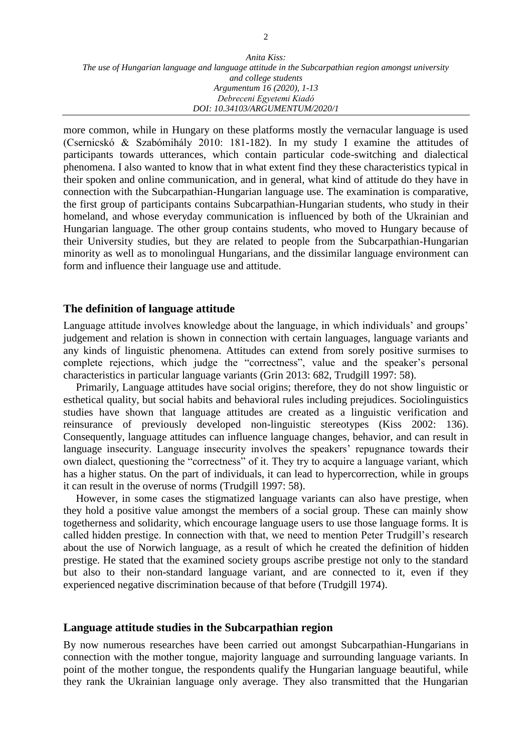more common, while in Hungary on these platforms mostly the vernacular language is used (Csernicskó & Szabómihály 2010: 181-182). In my study I examine the attitudes of participants towards utterances, which contain particular code-switching and dialectical phenomena. I also wanted to know that in what extent find they these characteristics typical in their spoken and online communication, and in general, what kind of attitude do they have in connection with the Subcarpathian-Hungarian language use. The examination is comparative, the first group of participants contains Subcarpathian-Hungarian students, who study in their homeland, and whose everyday communication is influenced by both of the Ukrainian and Hungarian language. The other group contains students, who moved to Hungary because of their University studies, but they are related to people from the Subcarpathian-Hungarian minority as well as to monolingual Hungarians, and the dissimilar language environment can form and influence their language use and attitude.

## The definition of language attitude

Language attitude involves knowledge about the language, in which individuals' and groups' judgement and relation is shown in connection with certain languages, language variants and any kinds of linguistic phenomena. Attitudes can extend from sorely positive surmises to complete rejections, which judge the "correctness", value and the speaker's personal characteristics in particular language variants (Grin 2013: 682, Trudgill 1997: 58).

Primarily, Language attitudes have social origins; therefore, they do not show linguistic or esthetical quality, but social habits and behavioral rules including prejudices. Sociolinguistics studies have shown that language attitudes are created as a linguistic verification and reinsurance of previously developed non-linguistic stereotypes (Kiss 2002: 136). Consequently, language attitudes can influence language changes, behavior, and can result in language insecurity. Language insecurity involves the speakers' repugnance towards their own dialect, questioning the "correctness" of it. They try to acquire a language variant, which has a higher status. On the part of individuals, it can lead to hypercorrection, while in groups it can result in the overuse of norms (Trudgill 1997: 58).

However, in some cases the stigmatized language variants can also have prestige, when they hold a positive value amongst the members of a social group. These can mainly show togetherness and solidarity, which encourage language users to use those language forms. It is called hidden prestige. In connection with that, we need to mention Peter Trudgill's research about the use of Norwich language, as a result of which he created the definition of hidden prestige. He stated that the examined society groups ascribe prestige not only to the standard but also to their non-standard language variant, and are connected to it, even if they experienced negative discrimination because of that before (Trudgill 1974).

## Language attitude studies in the Subcarpathian region

By now numerous researches have been carried out amongst Subcarpathian-Hungarians in connection with the mother tongue, majority language and surrounding language variants. In point of the mother tongue, the respondents qualify the Hungarian language beautiful, while they rank the Ukrainian language only average. They also transmitted that the Hungarian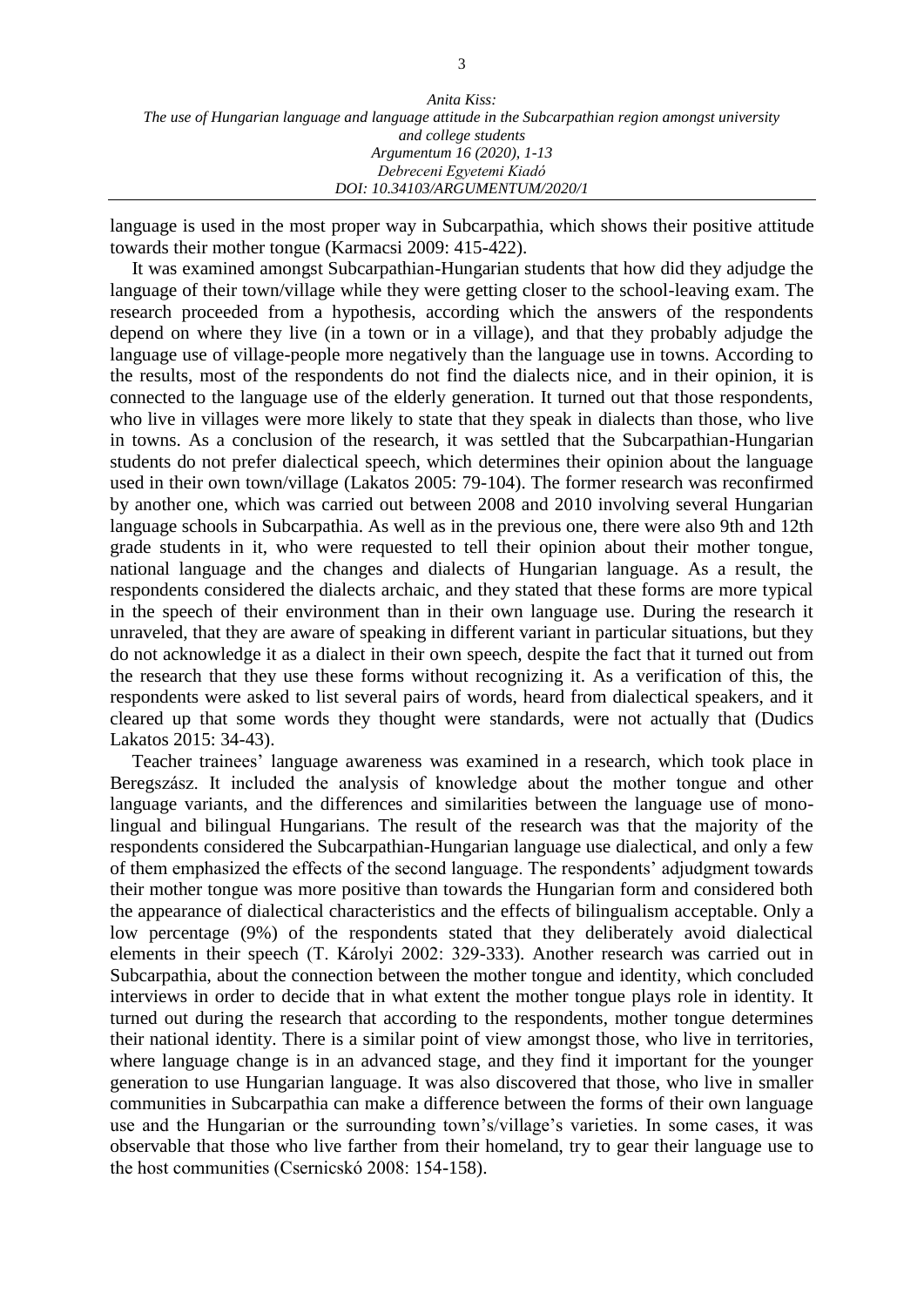language is used in the most proper way in Subcarpathia, which shows their positive attitude towards their mother tongue (Karmacsi 2009: 415-422).

It was examined amongst Subcarpathian-Hungarian students that how did they adjudge the language of their town/village while they were getting closer to the school-leaving exam. The research proceeded from a hypothesis, according which the answers of the respondents depend on where they live (in a town or in a village), and that they probably adjudge the language use of village-people more negatively than the language use in towns. According to the results, most of the respondents do not find the dialects nice, and in their opinion, it is connected to the language use of the elderly generation. It turned out that those respondents, who live in villages were more likely to state that they speak in dialects than those, who live in towns. As a conclusion of the research, it was settled that the Subcarpathian-Hungarian students do not prefer dialectical speech, which determines their opinion about the language used in their own town/village (Lakatos 2005: 79-104). The former research was reconfirmed by another one, which was carried out between 2008 and 2010 involving several Hungarian language schools in Subcarpathia. As well as in the previous one, there were also 9th and 12th grade students in it, who were requested to tell their opinion about their mother tongue, national language and the changes and dialects of Hungarian language. As a result, the respondents considered the dialects archaic, and they stated that these forms are more typical in the speech of their environment than in their own language use. During the research it unraveled, that they are aware of speaking in different variant in particular situations, but they do not acknowledge it as a dialect in their own speech, despite the fact that it turned out from the research that they use these forms without recognizing it. As a verification of this, the respondents were asked to list several pairs of words, heard from dialectical speakers, and it cleared up that some words they thought were standards, were not actually that (Dudics Lakatos 2015: 34-43).

Teacher trainees' language awareness was examined in a research, which took place in Beregszász. It included the analysis of knowledge about the mother tongue and other language variants, and the differences and similarities between the language use of mono-lingual and bilingual Hungarians. The result of the research was that the majority of the respondents considered the Subcarpathian-Hungarian language use dialectical, and only a few of them emphasized the effects of the second language. The respondents' adjudgment towards their mother tongue was more positive than towards the Hungarian form and considered both the appearance of dialectical characteristics and the effects of bilingualism acceptable. Only a low percentage (9%) of the respondents stated that they deliberately avoid dialectical elements in their speech (T. Károlyi 2002: 329-333). Another research was carried out in Subcarpathia, about the connection between the mother tongue and identity, which concluded interviews in order to decide that in what extent the mother tongue plays role in identity. It turned out during the research that according to the respondents, mother tongue determines their national identity. There is a similar point of view amongst those, who live in territories, where language change is in an advanced stage, and they find it important for the younger generation to use Hungarian language. It was also discovered that those, who live in smaller communities in Subcarpathia can make a difference between the forms of their own language use and the Hungarian or the surrounding town's/village's varieties. In some cases, it was observable that those who live farther from their homeland, try to gear their language use to the host communities (Csernicskó 2008: 154-158).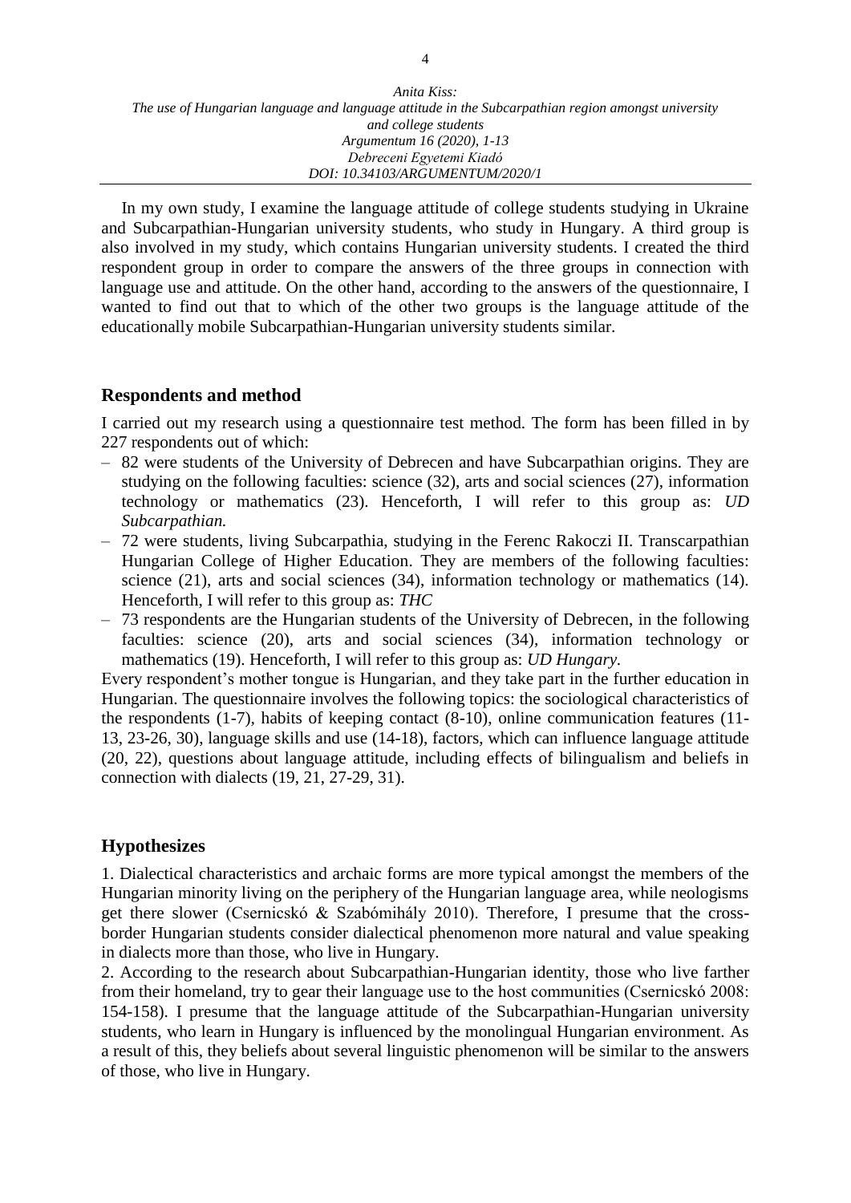In my own study, I examine the language attitude of college students studying in Ukraine and Subcarpathian-Hungarian university students, who study in Hungary. A third group is also involved in my study, which contains Hungarian university students. I created the third respondent group in order to compare the answers of the three groups in connection with language use and attitude. On the other hand, according to the answers of the questionnaire, I wanted to find out that to which of the other two groups is the language attitude of the educationally mobile Subcarpathian-Hungarian university students similar.

## Respondents and method

I carried out my research using a questionnaire test method. The form has been filled in by 227 respondents out of which:

- 82 were students of the University of Debrecen and have Subcarpathian origins. They are studying on the following faculties: science (32), arts and social sciences (27), information technology or mathematics (23). Henceforth, I will refer to this group as: *UD Subcarpathian.*
- 72 were students, living Subcarpathia, studying in the Ferenc Rakoczi II. Transcarpathian Hungarian College of Higher Education. They are members of the following faculties: science (21), arts and social sciences (34), information technology or mathematics (14). Henceforth, I will refer to this group as: *THC*
- 73 respondents are the Hungarian students of the University of Debrecen, in the following faculties: science (20), arts and social sciences (34), information technology or mathematics (19). Henceforth, I will refer to this group as: *UD Hungary.*

Every respondent's mother tongue is Hungarian, and they take part in the further education in Hungarian. The questionnaire involves the following topics: the sociological characteristics of the respondents (1-7), habits of keeping contact (8-10), online communication features (11-13, 23-26, 30), language skills and use (14-18), factors, which can influence language attitude (20, 22), questions about language attitude, including effects of bilingualism and beliefs in connection with dialects (19, 21, 27-29, 31).

## Hypothesizes

1. Dialectical characteristics and archaic forms are more typical amongst the members of the Hungarian minority living on the periphery of the Hungarian language area, while neologisms get there slower (Csernicskó & Szabómihály 2010). Therefore, I presume that the cross-border Hungarian students consider dialectical phenomenon more natural and value speaking in dialects more than those, who live in Hungary.

2. According to the research about Subcarpathian-Hungarian identity, those who live farther from their homeland, try to gear their language use to the host communities (Csernicskó 2008: 154-158). I presume that the language attitude of the Subcarpathian-Hungarian university students, who learn in Hungary is influenced by the monolingual Hungarian environment. As a result of this, they beliefs about several linguistic phenomenon will be similar to the answers of those, who live in Hungary.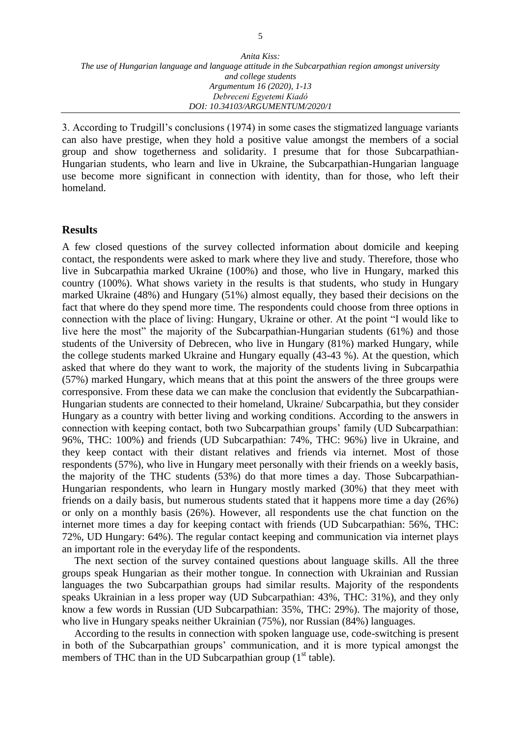3. According to Trudgill's conclusions (1974) in some cases the stigmatized language variants can also have prestige, when they hold a positive value amongst the members of a social group and show togetherness and solidarity. I presume that for those Subcarpathian-Hungarian students, who learn and live in Ukraine, the Subcarpathian-Hungarian language use become more significant in connection with identity, than for those, who left their homeland.

## Results

A few closed questions of the survey collected information about domicile and keeping contact, the respondents were asked to mark where they live and study. Therefore, those who live in Subcarpathia marked Ukraine (100%) and those, who live in Hungary, marked this country (100%). What shows variety in the results is that students, who study in Hungary marked Ukraine (48%) and Hungary (51%) almost equally, they based their decisions on the fact that where do they spend more time. The respondents could choose from three options in connection with the place of living: Hungary, Ukraine or other. At the point "I would like to live here the most" the majority of the Subcarpathian-Hungarian students (61%) and those students of the University of Debrecen, who live in Hungary (81%) marked Hungary, while the college students marked Ukraine and Hungary equally (43-43 %). At the question, which asked that where do they want to work, the majority of the students living in Subcarpathia (57%) marked Hungary, which means that at this point the answers of the three groups were corresponsive. From these data we can make the conclusion that evidently the Subcarpathian-Hungarian students are connected to their homeland, Ukraine/ Subcarpathia, but they consider Hungary as a country with better living and working conditions. According to the answers in connection with keeping contact, both two Subcarpathian groups' family (UD Subcarpathian: 96%, THC: 100%) and friends (UD Subcarpathian: 74%, THC: 96%) live in Ukraine, and they keep contact with their distant relatives and friends via internet. Most of those respondents (57%), who live in Hungary meet personally with their friends on a weekly basis, the majority of the THC students (53%) do that more times a day. Those Subcarpathian-Hungarian respondents, who learn in Hungary mostly marked (30%) that they meet with friends on a daily basis, but numerous students stated that it happens more time a day (26%) or only on a monthly basis (26%). However, all respondents use the chat function on the internet more times a day for keeping contact with friends (UD Subcarpathian: 56%, THC: 72%, UD Hungary: 64%). The regular contact keeping and communication via internet plays an important role in the everyday life of the respondents.

The next section of the survey contained questions about language skills. All the three groups speak Hungarian as their mother tongue. In connection with Ukrainian and Russian languages the two Subcarpathian groups had similar results. Majority of the respondents speaks Ukrainian in a less proper way (UD Subcarpathian: 43%, THC: 31%), and they only know a few words in Russian (UD Subcarpathian: 35%, THC: 29%). The majority of those, who live in Hungary speaks neither Ukrainian (75%), nor Russian (84%) languages.

According to the results in connection with spoken language use, code-switching is present in both of the Subcarpathian groups' communication, and it is more typical amongst the members of THC than in the UD Subcarpathian group (1st table).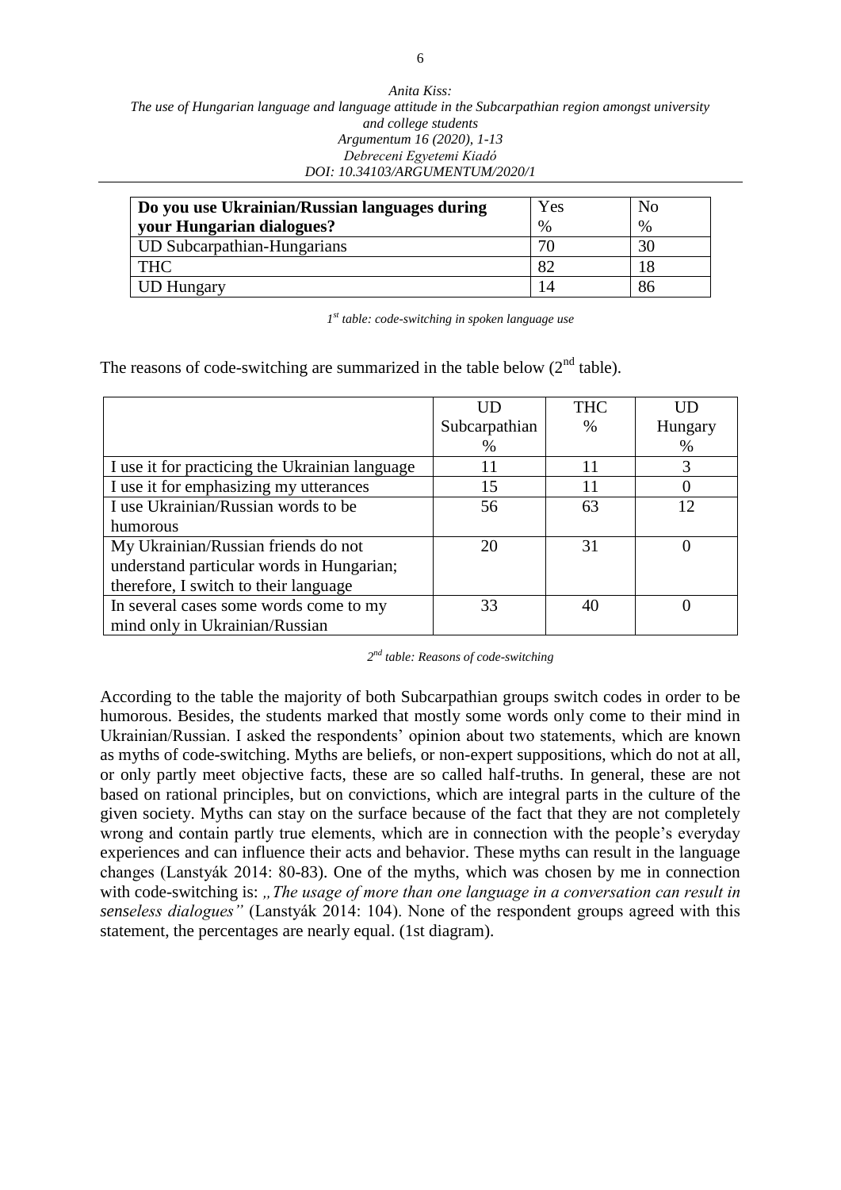| Do you use Ukrainian/Russian languages during your Hungarian dialogues? | Yes % | No % |
|---|---|---|
| UD Subcarpathian-Hungarians | 70 | 30 |
| THC | 82 | 18 |
| UD Hungary | 14 | 86 |

*1st table: code-switching in spoken language use*

The reasons of code-switching are summarized in the table below (2nd table).

| | UD Subcarpathian % | THC % | UD Hungary % |
|---|---|---|---|
| I use it for practicing the Ukrainian language | 11 | 11 | 3 |
| I use it for emphasizing my utterances | 15 | 11 | 0 |
| I use Ukrainian/Russian words to be humorous | 56 | 63 | 12 |
| My Ukrainian/Russian friends do not understand particular words in Hungarian; therefore, I switch to their language | 20 | 31 | 0 |
| In several cases some words come to my mind only in Ukrainian/Russian | 33 | 40 | 0 |

*2nd table: Reasons of code-switching*

According to the table the majority of both Subcarpathian groups switch codes in order to be humorous. Besides, the students marked that mostly some words only come to their mind in Ukrainian/Russian. I asked the respondents' opinion about two statements, which are known as myths of code-switching. Myths are beliefs, or non-expert suppositions, which do not at all, or only partly meet objective facts, these are so called half-truths. In general, these are not based on rational principles, but on convictions, which are integral parts in the culture of the given society. Myths can stay on the surface because of the fact that they are not completely wrong and contain partly true elements, which are in connection with the people's everyday experiences and can influence their acts and behavior. These myths can result in the language changes (Lanstyák 2014: 80-83). One of the myths, which was chosen by me in connection with code-switching is: *„The usage of more than one language in a conversation can result in senseless dialogues"* (Lanstyák 2014: 104). None of the respondent groups agreed with this statement, the percentages are nearly equal. (1st diagram).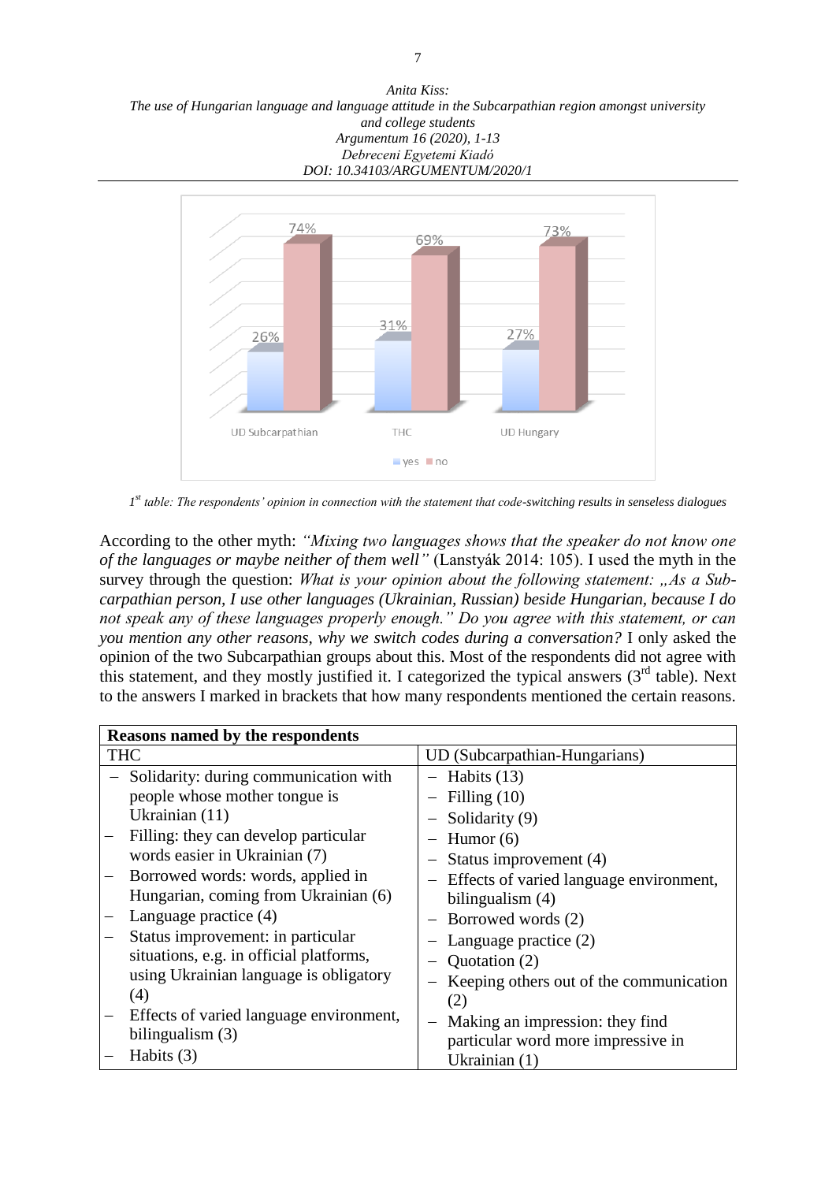*1[st] table: The respondents' opinion in connection with the statement that code-switching results in senseless dialogues*

According to the other myth: *"Mixing two languages shows that the speaker do not know one of the languages or maybe neither of them well"* (Lanstyák 2014: 105). I used the myth in the survey through the question: *What is your opinion about the following statement: „As a Subcarpathian person, I use other languages (Ukrainian, Russian) beside Hungarian, because I do not speak any of these languages properly enough." Do you agree with this statement, or can you mention any other reasons, why we switch codes during a conversation?* I only asked the opinion of the two Subcarpathian groups about this. Most of the respondents did not agree with this statement, and they mostly justified it. I categorized the typical answers (3[rd] table). Next to the answers I marked in brackets that how many respondents mentioned the certain reasons.

| **Reasons named by the respondents** | |
|---|---|
| THC | UD (Subcarpathian-Hungarians) |
| – Solidarity: during communication with people whose mother tongue is Ukrainian (11) | – Habits (13) |
| – Filling: they can develop particular words easier in Ukrainian (7) | – Filling (10) |
| – Borrowed words: words, applied in Hungarian, coming from Ukrainian (6) | – Solidarity (9) |
| – Language practice (4) | – Humor (6) |
| – Status improvement: in particular situations, e.g. in official platforms, using Ukrainian language is obligatory (4) | – Status improvement (4) |
| – Effects of varied language environment, bilingualism (3) | – Effects of varied language environment, bilingualism (4) |
| – Habits (3) | – Borrowed words (2) |
| | – Language practice (2) |
| | – Quotation (2) |
| | – Keeping others out of the communication (2) |
| | – Making an impression: they find particular word more impressive in Ukrainian (1) |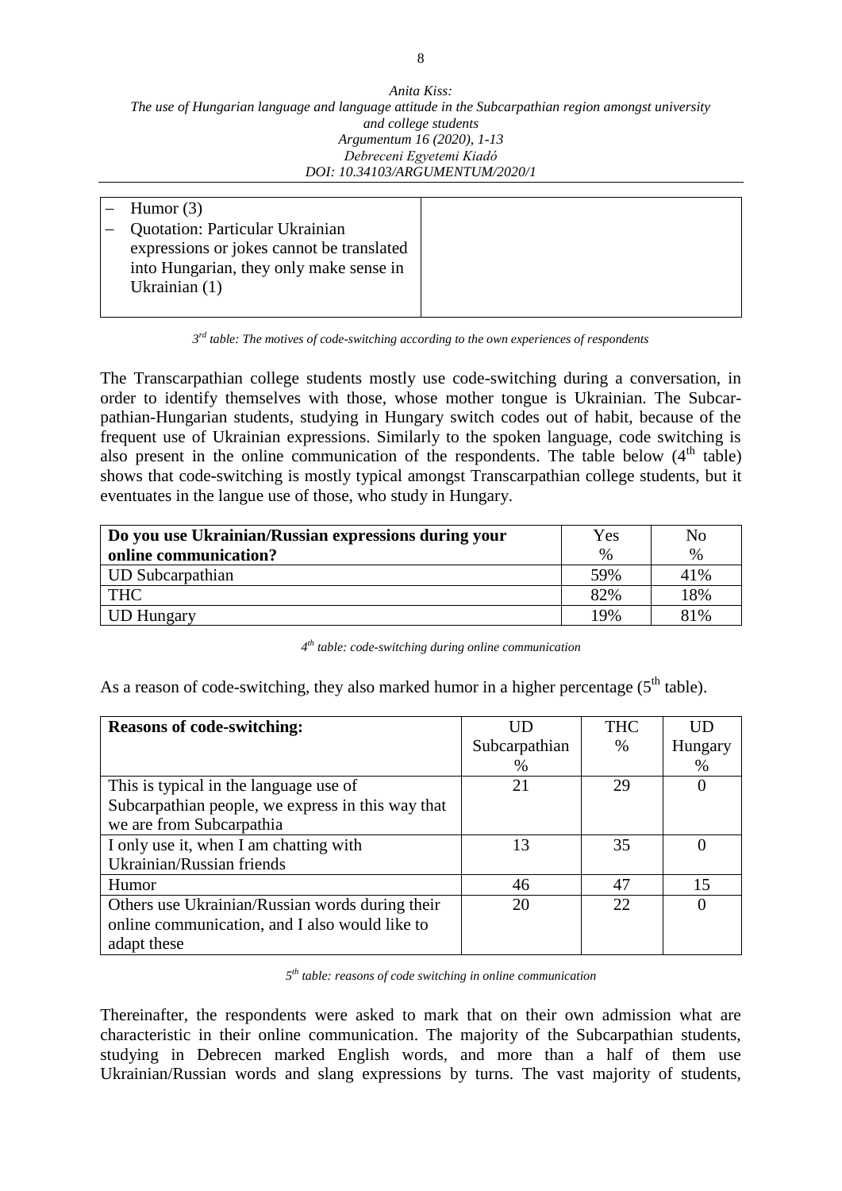| | |
|---|---|
| – Humor (3)<br>– Quotation: Particular Ukrainian expressions or jokes cannot be translated into Hungarian, they only make sense in Ukrainian (1) | |

*3rd table: The motives of code-switching according to the own experiences of respondents*

The Transcarpathian college students mostly use code-switching during a conversation, in order to identify themselves with those, whose mother tongue is Ukrainian. The Subcarpathian-Hungarian students, studying in Hungary switch codes out of habit, because of the frequent use of Ukrainian expressions. Similarly to the spoken language, code switching is also present in the online communication of the respondents. The table below (4th table) shows that code-switching is mostly typical amongst Transcarpathian college students, but it eventuates in the langue use of those, who study in Hungary.

| **Do you use Ukrainian/Russian expressions during your online communication?** | Yes % | No % |
|---|---|---|
| UD Subcarpathian | 59% | 41% |
| THC | 82% | 18% |
| UD Hungary | 19% | 81% |

*4th table: code-switching during online communication*

As a reason of code-switching, they also marked humor in a higher percentage (5th table).

| **Reasons of code-switching:** | UD Subcarpathian % | THC % | UD Hungary % |
|---|---|---|---|
| This is typical in the language use of Subcarpathian people, we express in this way that we are from Subcarpathia | 21 | 29 | 0 |
| I only use it, when I am chatting with Ukrainian/Russian friends | 13 | 35 | 0 |
| Humor | 46 | 47 | 15 |
| Others use Ukrainian/Russian words during their online communication, and I also would like to adapt these | 20 | 22 | 0 |

*5th table: reasons of code switching in online communication*

Thereinafter, the respondents were asked to mark that on their own admission what are characteristic in their online communication. The majority of the Subcarpathian students, studying in Debrecen marked English words, and more than a half of them use Ukrainian/Russian words and slang expressions by turns. The vast majority of students,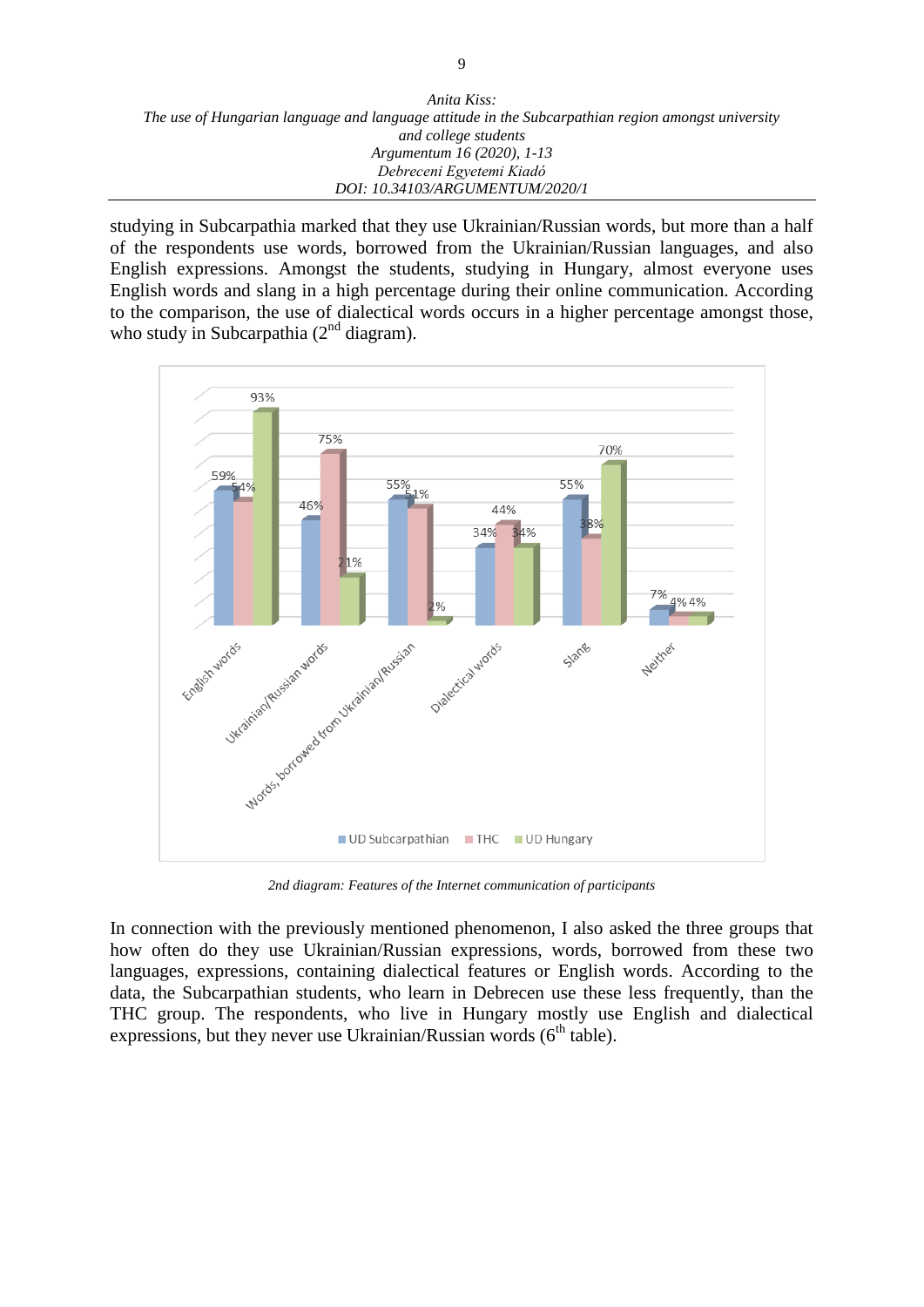studying in Subcarpathia marked that they use Ukrainian/Russian words, but more than a half of the respondents use words, borrowed from the Ukrainian/Russian languages, and also English expressions. Amongst the students, studying in Hungary, almost everyone uses English words and slang in a high percentage during their online communication. According to the comparison, the use of dialectical words occurs in a higher percentage amongst those, who study in Subcarpathia (2nd diagram).

| | UD Subcarpathian | THC | UD Hungary |
|---|---|---|---|
| English words | 59% | 54% | 93% |
| Ukrainian/Russian words | 46% | 75% | 21% |
| Words, borrowed from Ukrainian/Russian | 55% | 51% | 2% |
| Dialectical words | 34% | 44% | 34% |
| Slang | 55% | 38% | 70% |
| Neither | 7% | 4% | 4% |

*2nd diagram: Features of the Internet communication of participants*

In connection with the previously mentioned phenomenon, I also asked the three groups that how often do they use Ukrainian/Russian expressions, words, borrowed from these two languages, expressions, containing dialectical features or English words. According to the data, the Subcarpathian students, who learn in Debrecen use these less frequently, than the THC group. The respondents, who live in Hungary mostly use English and dialectical expressions, but they never use Ukrainian/Russian words (6th table).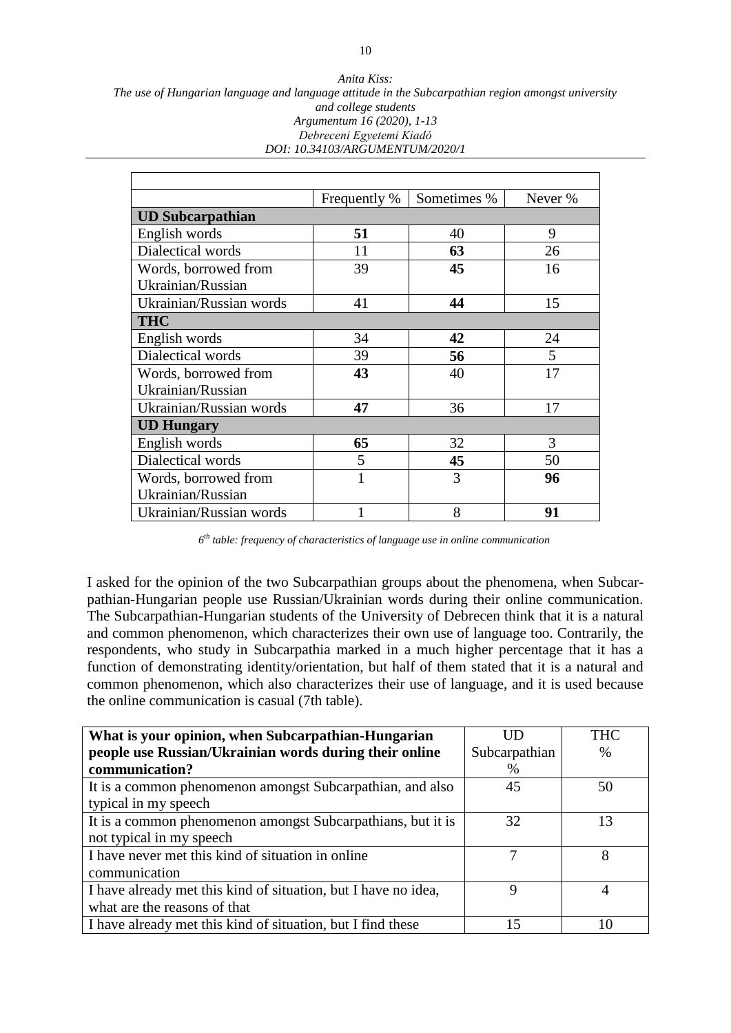| | Frequently % | Sometimes % | Never % |
|---|---|---|---|
| **UD Subcarpathian** | | | |
| English words | **51** | 40 | 9 |
| Dialectical words | 11 | **63** | 26 |
| Words, borrowed from Ukrainian/Russian | 39 | **45** | 16 |
| Ukrainian/Russian words | 41 | **44** | 15 |
| **THC** | | | |
| English words | 34 | **42** | 24 |
| Dialectical words | 39 | **56** | 5 |
| Words, borrowed from Ukrainian/Russian | **43** | 40 | 17 |
| Ukrainian/Russian words | **47** | 36 | 17 |
| **UD Hungary** | | | |
| English words | **65** | 32 | 3 |
| Dialectical words | 5 | **45** | 50 |
| Words, borrowed from Ukrainian/Russian | 1 | 3 | **96** |
| Ukrainian/Russian words | 1 | 8 | **91** |

*6th table: frequency of characteristics of language use in online communication*

I asked for the opinion of the two Subcarpathian groups about the phenomena, when Subcarpathian-Hungarian people use Russian/Ukrainian words during their online communication. The Subcarpathian-Hungarian students of the University of Debrecen think that it is a natural and common phenomenon, which characterizes their own use of language too. Contrarily, the respondents, who study in Subcarpathia marked in a much higher percentage that it has a function of demonstrating identity/orientation, but half of them stated that it is a natural and common phenomenon, which also characterizes their use of language, and it is used because the online communication is casual (7th table).

| **What is your opinion, when Subcarpathian-Hungarian people use Russian/Ukrainian words during their online communication?** | UD Subcarpathian % | THC % |
|---|---|---|
| It is a common phenomenon amongst Subcarpathian, and also typical in my speech | 45 | 50 |
| It is a common phenomenon amongst Subcarpathians, but it is not typical in my speech | 32 | 13 |
| I have never met this kind of situation in online communication | 7 | 8 |
| I have already met this kind of situation, but I have no idea, what are the reasons of that | 9 | 4 |
| I have already met this kind of situation, but I find these | 15 | 10 |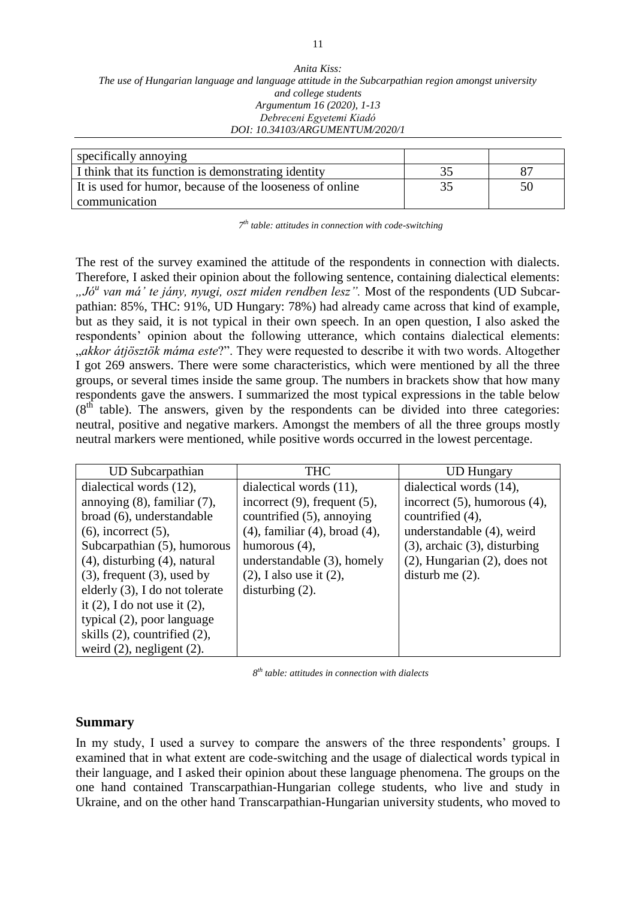| specifically annoying | | |
|---|---|---|
| I think that its function is demonstrating identity | 35 | 87 |
| It is used for humor, because of the looseness of online communication | 35 | 50 |

*7th table: attitudes in connection with code-switching*

The rest of the survey examined the attitude of the respondents in connection with dialects. Therefore, I asked their opinion about the following sentence, containing dialectical elements: *„Jóu van má' te jány, nyugi, oszt miden rendben lesz".* Most of the respondents (UD Subcarpathian: 85%, THC: 91%, UD Hungary: 78%) had already came across that kind of example, but as they said, it is not typical in their own speech. In an open question, I also asked the respondents' opinion about the following utterance, which contains dialectical elements: „*akkor átjösztök máma este*?". They were requested to describe it with two words. Altogether I got 269 answers. There were some characteristics, which were mentioned by all the three groups, or several times inside the same group. The numbers in brackets show that how many respondents gave the answers. I summarized the most typical expressions in the table below (8th table). The answers, given by the respondents can be divided into three categories: neutral, positive and negative markers. Amongst the members of all the three groups mostly neutral markers were mentioned, while positive words occurred in the lowest percentage.

| UD Subcarpathian | THC | UD Hungary |
|---|---|---|
| dialectical words (12), annoying (8), familiar (7), broad (6), understandable (6), incorrect (5), Subcarpathian (5), humorous (4), disturbing (4), natural (3), frequent (3), used by elderly (3), I do not tolerate it (2), I do not use it (2), typical (2), poor language skills (2), countrified (2), weird (2), negligent (2). | dialectical words (11), incorrect (9), frequent (5), countrified (5), annoying (4), familiar (4), broad (4), humorous (4), understandable (3), homely (2), I also use it (2), disturbing (2). | dialectical words (14), incorrect (5), humorous (4), countrified (4), understandable (4), weird (3), archaic (3), disturbing (2), Hungarian (2), does not disturb me (2). |

*8th table: attitudes in connection with dialects*

## Summary

In my study, I used a survey to compare the answers of the three respondents' groups. I examined that in what extent are code-switching and the usage of dialectical words typical in their language, and I asked their opinion about these language phenomena. The groups on the one hand contained Transcarpathian-Hungarian college students, who live and study in Ukraine, and on the other hand Transcarpathian-Hungarian university students, who moved to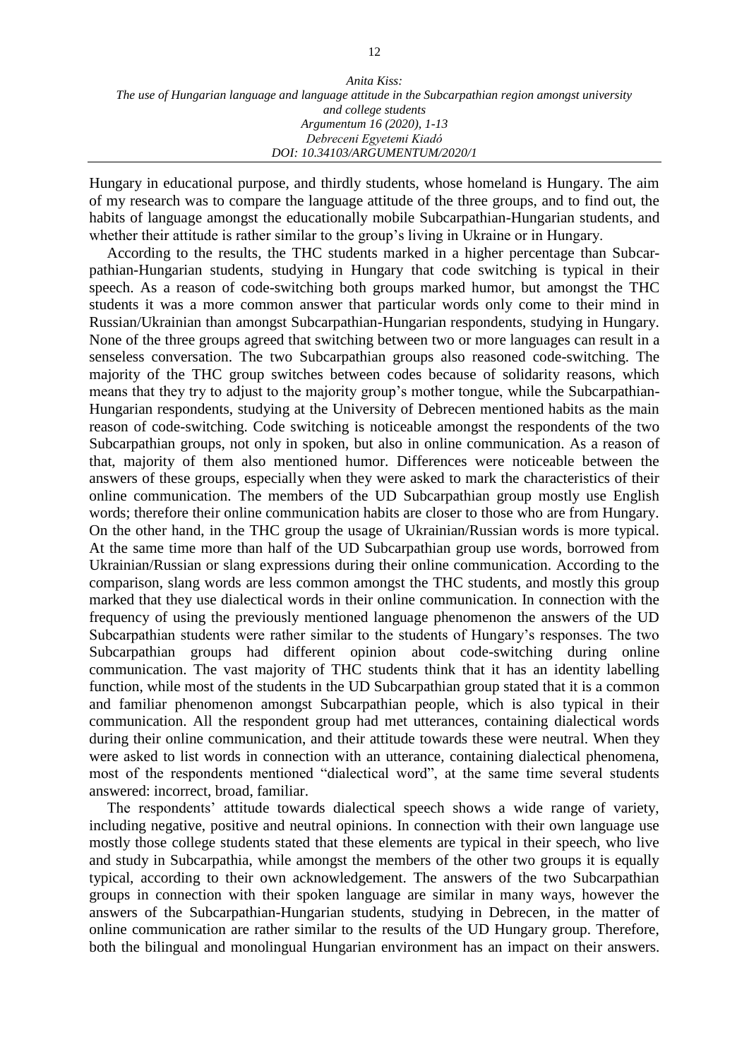Hungary in educational purpose, and thirdly students, whose homeland is Hungary. The aim of my research was to compare the language attitude of the three groups, and to find out, the habits of language amongst the educationally mobile Subcarpathian-Hungarian students, and whether their attitude is rather similar to the group's living in Ukraine or in Hungary.

According to the results, the THC students marked in a higher percentage than Subcarpathian-Hungarian students, studying in Hungary that code switching is typical in their speech. As a reason of code-switching both groups marked humor, but amongst the THC students it was a more common answer that particular words only come to their mind in Russian/Ukrainian than amongst Subcarpathian-Hungarian respondents, studying in Hungary. None of the three groups agreed that switching between two or more languages can result in a senseless conversation. The two Subcarpathian groups also reasoned code-switching. The majority of the THC group switches between codes because of solidarity reasons, which means that they try to adjust to the majority group's mother tongue, while the Subcarpathian-Hungarian respondents, studying at the University of Debrecen mentioned habits as the main reason of code-switching. Code switching is noticeable amongst the respondents of the two Subcarpathian groups, not only in spoken, but also in online communication. As a reason of that, majority of them also mentioned humor. Differences were noticeable between the answers of these groups, especially when they were asked to mark the characteristics of their online communication. The members of the UD Subcarpathian group mostly use English words; therefore their online communication habits are closer to those who are from Hungary. On the other hand, in the THC group the usage of Ukrainian/Russian words is more typical. At the same time more than half of the UD Subcarpathian group use words, borrowed from Ukrainian/Russian or slang expressions during their online communication. According to the comparison, slang words are less common amongst the THC students, and mostly this group marked that they use dialectical words in their online communication. In connection with the frequency of using the previously mentioned language phenomenon the answers of the UD Subcarpathian students were rather similar to the students of Hungary's responses. The two Subcarpathian groups had different opinion about code-switching during online communication. The vast majority of THC students think that it has an identity labelling function, while most of the students in the UD Subcarpathian group stated that it is a common and familiar phenomenon amongst Subcarpathian people, which is also typical in their communication. All the respondent group had met utterances, containing dialectical words during their online communication, and their attitude towards these were neutral. When they were asked to list words in connection with an utterance, containing dialectical phenomena, most of the respondents mentioned "dialectical word", at the same time several students answered: incorrect, broad, familiar.

The respondents' attitude towards dialectical speech shows a wide range of variety, including negative, positive and neutral opinions. In connection with their own language use mostly those college students stated that these elements are typical in their speech, who live and study in Subcarpathia, while amongst the members of the other two groups it is equally typical, according to their own acknowledgement. The answers of the two Subcarpathian groups in connection with their spoken language are similar in many ways, however the answers of the Subcarpathian-Hungarian students, studying in Debrecen, in the matter of online communication are rather similar to the results of the UD Hungary group. Therefore, both the bilingual and monolingual Hungarian environment has an impact on their answers.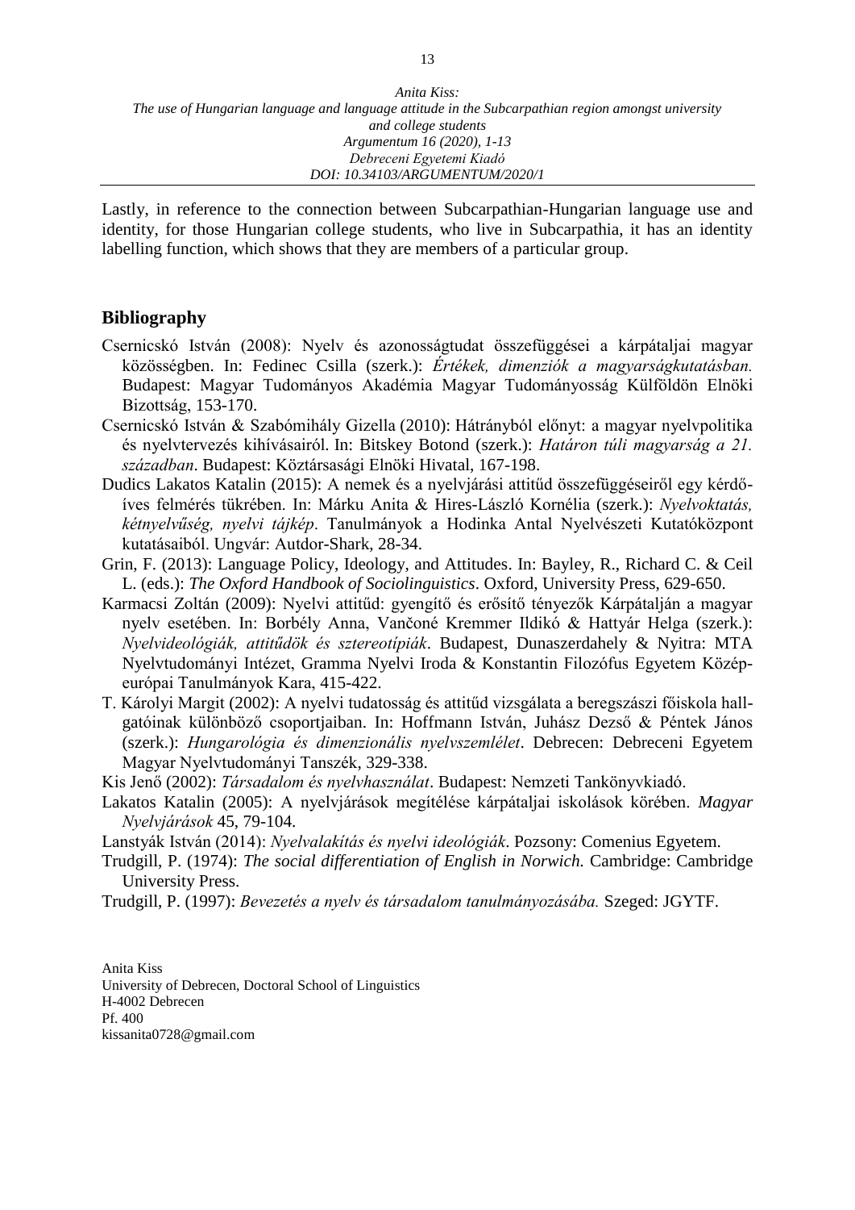Lastly, in reference to the connection between Subcarpathian-Hungarian language use and identity, for those Hungarian college students, who live in Subcarpathia, it has an identity labelling function, which shows that they are members of a particular group.

## Bibliography

Csernicskó István (2008): Nyelv és azonosságtudat összefüggései a kárpátaljai magyar közösségben. In: Fedinec Csilla (szerk.): *Értékek, dimenziók a magyarságkutatásban.* Budapest: Magyar Tudományos Akadémia Magyar Tudományosság Külföldön Elnöki Bizottság, 153-170.

Csernicskó István & Szabómihály Gizella (2010): Hátrányból előnyt: a magyar nyelvpolitika és nyelvtervezés kihívásairól. In: Bitskey Botond (szerk.): *Határon túli magyarság a 21. században*. Budapest: Köztársasági Elnöki Hivatal, 167-198.

Dudics Lakatos Katalin (2015): A nemek és a nyelvjárási attitűd összefüggéseiről egy kérdőíves felmérés tükrében. In: Márku Anita & Hires-László Kornélia (szerk.): *Nyelvoktatás, kétnyelvűség, nyelvi tájkép*. Tanulmányok a Hodinka Antal Nyelvészeti Kutatóközpont kutatásaiból. Ungvár: Autdor-Shark, 28-34.

Grin, F. (2013): Language Policy, Ideology, and Attitudes. In: Bayley, R., Richard C. & Ceil L. (eds.): *The Oxford Handbook of Sociolinguistics*. Oxford, University Press, 629-650.

Karmacsi Zoltán (2009): Nyelvi attitűd: gyengítő és erősítő tényezők Kárpátalján a magyar nyelv esetében. In: Borbély Anna, Vančoné Kremmer Ildikó & Hattyár Helga (szerk.): *Nyelvideológiák, attitűdök és sztereotípiák*. Budapest, Dunaszerdahely & Nyitra: MTA Nyelvtudományi Intézet, Gramma Nyelvi Iroda & Konstantin Filozófus Egyetem Közép-európai Tanulmányok Kara, 415-422.

T. Károlyi Margit (2002): A nyelvi tudatosság és attitűd vizsgálata a beregszászi főiskola hallgatóinak különböző csoportjaiban. In: Hoffmann István, Juhász Dezső & Péntek János (szerk.): *Hungarológia és dimenzionális nyelvszemlélet*. Debrecen: Debreceni Egyetem Magyar Nyelvtudományi Tanszék, 329-338.

Kis Jenő (2002): *Társadalom és nyelvhasználat*. Budapest: Nemzeti Tankönyvkiadó.

Lakatos Katalin (2005): A nyelvjárások megítélése kárpátaljai iskolások körében. *Magyar Nyelvjárások* 45, 79-104.

Lanstyák István (2014): *Nyelvalakítás és nyelvi ideológiák*. Pozsony: Comenius Egyetem.

Trudgill, P. (1974): *The social differentiation of English in Norwich.* Cambridge: Cambridge University Press.

Trudgill, P. (1997): *Bevezetés a nyelv és társadalom tanulmányozásába.* Szeged: JGYTF.

Anita Kiss
University of Debrecen, Doctoral School of Linguistics
H-4002 Debrecen
Pf. 400
kissanita0728@gmail.com